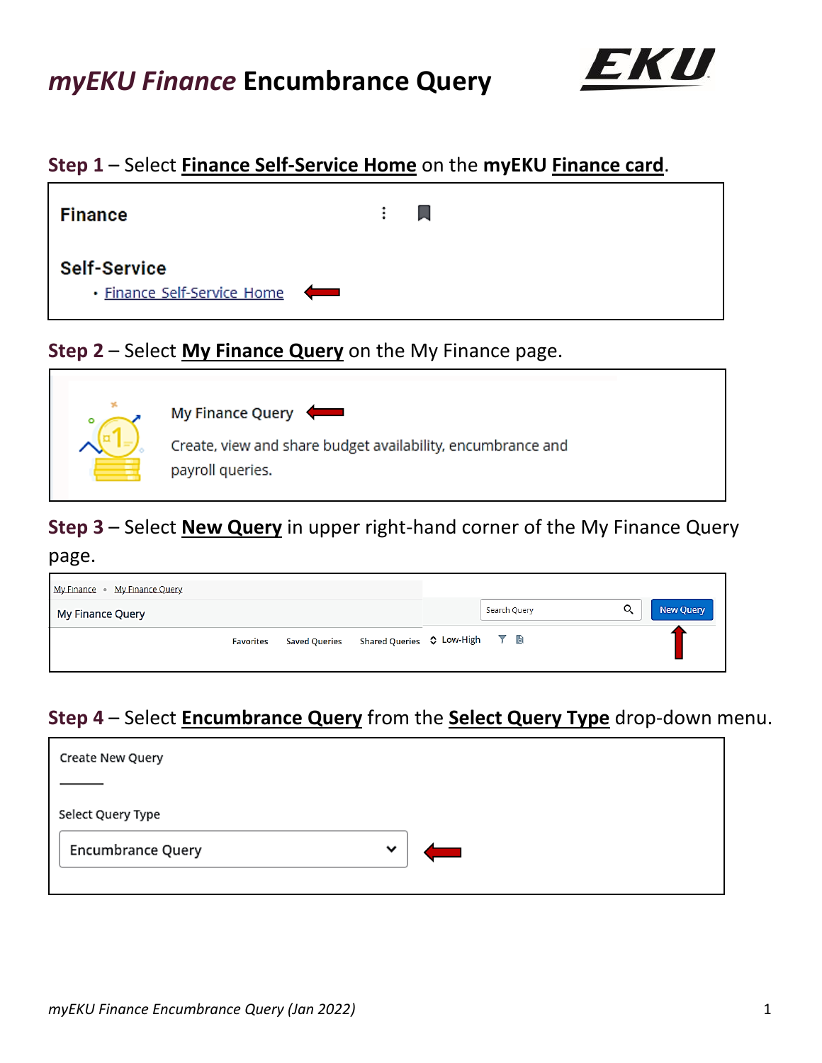# *myEKU Finance* Encumbrance Query

**Step 1** – Select **Finance Self-Service Home** on the **myEKU Finance card**.

Finance

Self-Service

- Finance Self-Service Home

**Step 2** – Select **My Finance Query** on the My Finance page.

My Finance Query

Create, view and share budget availability, encumbrance and payroll queries.

**Step 3** – Select **New Query** in upper right-hand corner of the My Finance Query page.

My Finance • My Finance Query

My Finance Query

Search Query | New Query

Favorites | Saved Queries | Shared Queries | Low-High

**Step 4** – Select **Encumbrance Query** from the **Select Query Type** drop-down menu.

Create New Query

Select Query Type

Encumbrance Query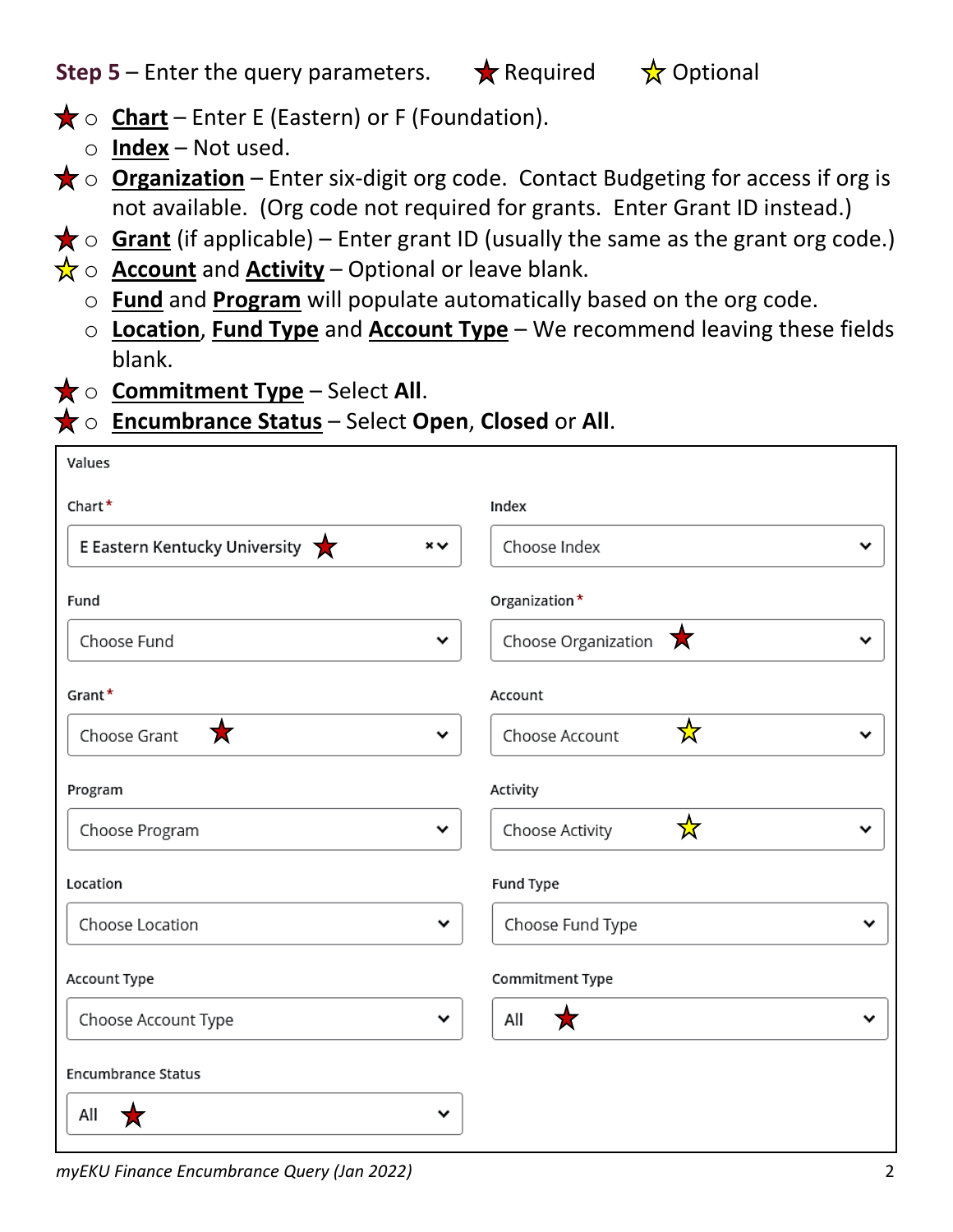**Step 5** – Enter the query parameters. ★ Required ☆ Optional

- ★ **Chart** – Enter E (Eastern) or F (Foundation).
- **Index** – Not used.
- ★ **Organization** – Enter six-digit org code. Contact Budgeting for access if org is not available. (Org code not required for grants. Enter Grant ID instead.)
- ★ **Grant** (if applicable) – Enter grant ID (usually the same as the grant org code.)
- ☆ **Account** and **Activity** – Optional or leave blank.
- **Fund** and **Program** will populate automatically based on the org code.
- **Location**, **Fund Type** and **Account Type** – We recommend leaving these fields blank.
- ★ **Commitment Type** – Select **All**.
- ★ **Encumbrance Status** – Select **Open**, **Closed** or **All**.

Values

| Field | Value | Field | Value |
|---|---|---|---|
| Chart* | E Eastern Kentucky University ★ | Index | Choose Index |
| Fund | Choose Fund | Organization* | Choose Organization ★ |
| Grant* | Choose Grant ★ | Account | Choose Account ☆ |
| Program | Choose Program | Activity | Choose Activity ☆ |
| Location | Choose Location | Fund Type | Choose Fund Type |
| Account Type | Choose Account Type | Commitment Type | All ★ |
| Encumbrance Status | All ★ | | |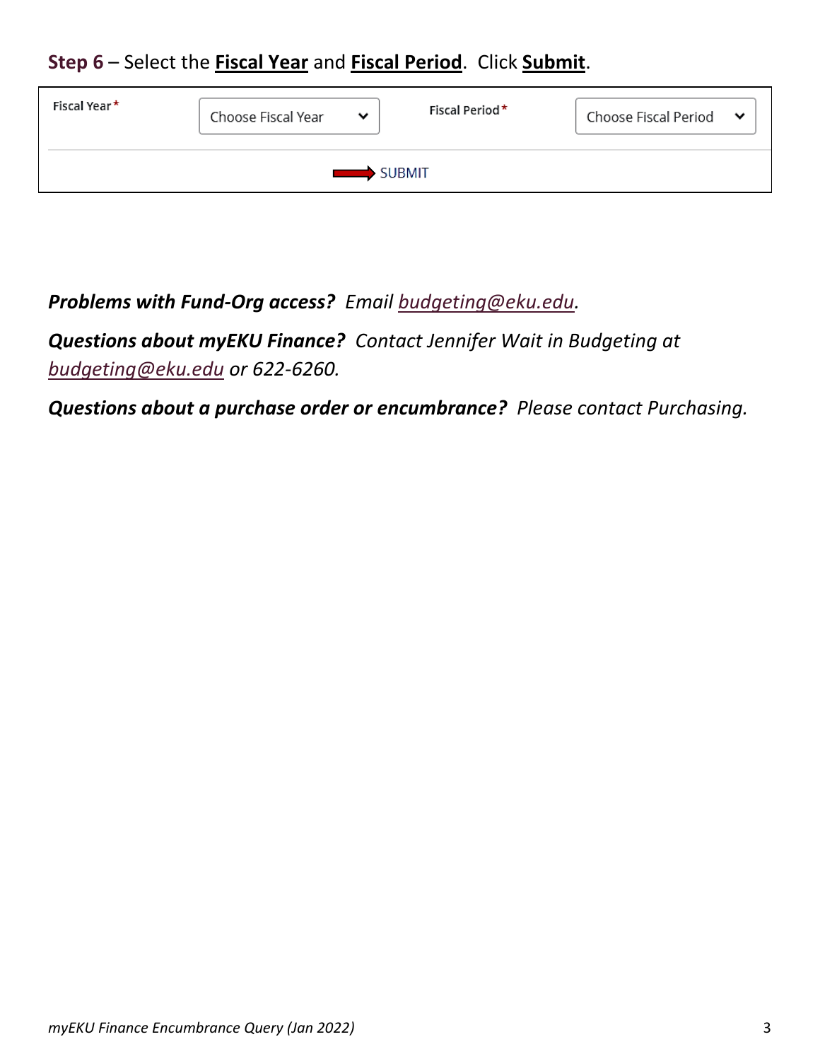**Step 6** – Select the **Fiscal Year** and **Fiscal Period**. Click **Submit**.

| | | | |
|---|---|---|---|
| Fiscal Year* | Choose Fiscal Year | Fiscal Period* | Choose Fiscal Period |
| | SUBMIT | | |

***Problems with Fund-Org access?*** *Email budgeting@eku.edu.*

***Questions about myEKU Finance?*** *Contact Jennifer Wait in Budgeting at budgeting@eku.edu or 622-6260.*

***Questions about a purchase order or encumbrance?*** *Please contact Purchasing.*